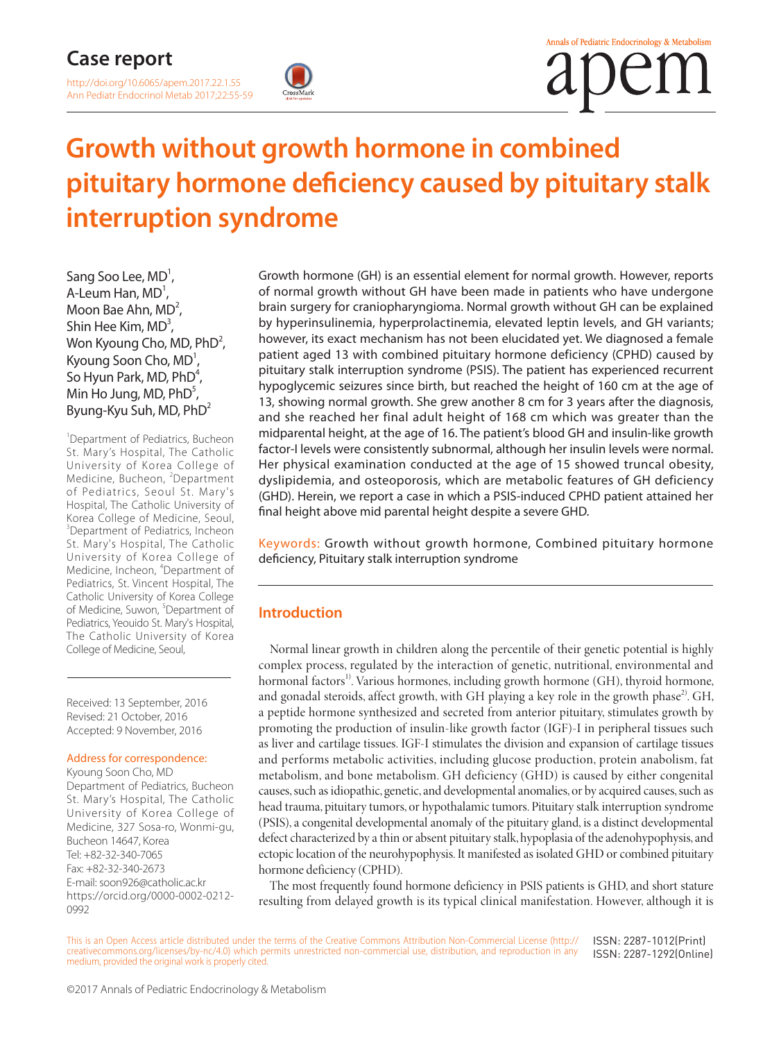# Case report

http://doi.org/10.6065/apem.2017.22.1.55
Ann Pediatr Endocrinol Metab 2017;22:55-59

# Growth without growth hormone in combined pituitary hormone deficiency caused by pituitary stalk interruption syndrome

Sang Soo Lee, MD[1], A-Leum Han, MD[1], Moon Bae Ahn, MD[2], Shin Hee Kim, MD[3], Won Kyoung Cho, MD, PhD[2], Kyoung Soon Cho, MD[1], So Hyun Park, MD, PhD[4], Min Ho Jung, MD, PhD[5], Byung-Kyu Suh, MD, PhD[2]

[1]Department of Pediatrics, Bucheon St. Mary's Hospital, The Catholic University of Korea College of Medicine, Bucheon, [2]Department of Pediatrics, Seoul St. Mary's Hospital, The Catholic University of Korea College of Medicine, Seoul, [3]Department of Pediatrics, Incheon St. Mary's Hospital, The Catholic University of Korea College of Medicine, Incheon, [4]Department of Pediatrics, St. Vincent Hospital, The Catholic University of Korea College of Medicine, Suwon, [5]Department of Pediatrics, Yeouido St. Mary's Hospital, The Catholic University of Korea College of Medicine, Seoul,

Received: 13 September, 2016
Revised: 21 October, 2016
Accepted: 9 November, 2016

Address for correspondence:
Kyoung Soon Cho, MD
Department of Pediatrics, Bucheon St. Mary's Hospital, The Catholic University of Korea College of Medicine, 327 Sosa-ro, Wonmi-gu, Bucheon 14647, Korea
Tel: +82-32-340-7065
Fax: +82-32-340-2673
E-mail: soon926@catholic.ac.kr
https://orcid.org/0000-0002-0212-0992

Growth hormone (GH) is an essential element for normal growth. However, reports of normal growth without GH have been made in patients who have undergone brain surgery for craniopharyngioma. Normal growth without GH can be explained by hyperinsulinemia, hyperprolactinemia, elevated leptin levels, and GH variants; however, its exact mechanism has not been elucidated yet. We diagnosed a female patient aged 13 with combined pituitary hormone deficiency (CPHD) caused by pituitary stalk interruption syndrome (PSIS). The patient has experienced recurrent hypoglycemic seizures since birth, but reached the height of 160 cm at the age of 13, showing normal growth. She grew another 8 cm for 3 years after the diagnosis, and she reached her final adult height of 168 cm which was greater than the midparental height, at the age of 16. The patient's blood GH and insulin-like growth factor-I levels were consistently subnormal, although her insulin levels were normal. Her physical examination conducted at the age of 15 showed truncal obesity, dyslipidemia, and osteoporosis, which are metabolic features of GH deficiency (GHD). Herein, we report a case in which a PSIS-induced CPHD patient attained her final height above mid parental height despite a severe GHD.

Keywords: Growth without growth hormone, Combined pituitary hormone deficiency, Pituitary stalk interruption syndrome

## Introduction

Normal linear growth in children along the percentile of their genetic potential is highly complex process, regulated by the interaction of genetic, nutritional, environmental and hormonal factors[1]. Various hormones, including growth hormone (GH), thyroid hormone, and gonadal steroids, affect growth, with GH playing a key role in the growth phase[2]. GH, a peptide hormone synthesized and secreted from anterior pituitary, stimulates growth by promoting the production of insulin-like growth factor (IGF)-I in peripheral tissues such as liver and cartilage tissues. IGF-I stimulates the division and expansion of cartilage tissues and performs metabolic activities, including glucose production, protein anabolism, fat metabolism, and bone metabolism. GH deficiency (GHD) is caused by either congenital causes, such as idiopathic, genetic, and developmental anomalies, or by acquired causes, such as head trauma, pituitary tumors, or hypothalamic tumors. Pituitary stalk interruption syndrome (PSIS), a congenital developmental anomaly of the pituitary gland, is a distinct developmental defect characterized by a thin or absent pituitary stalk, hypoplasia of the adenohypophysis, and ectopic location of the neurohypophysis. It manifested as isolated GHD or combined pituitary hormone deficiency (CPHD).

The most frequently found hormone deficiency in PSIS patients is GHD, and short stature resulting from delayed growth is its typical clinical manifestation. However, although it is

This is an Open Access article distributed under the terms of the Creative Commons Attribution Non-Commercial License (http://creativecommons.org/licenses/by-nc/4.0) which permits unrestricted non-commercial use, distribution, and reproduction in any medium, provided the original work is properly cited.

ISSN: 2287-1012(Print)
ISSN: 2287-1292(Online)

©2017 Annals of Pediatric Endocrinology & Metabolism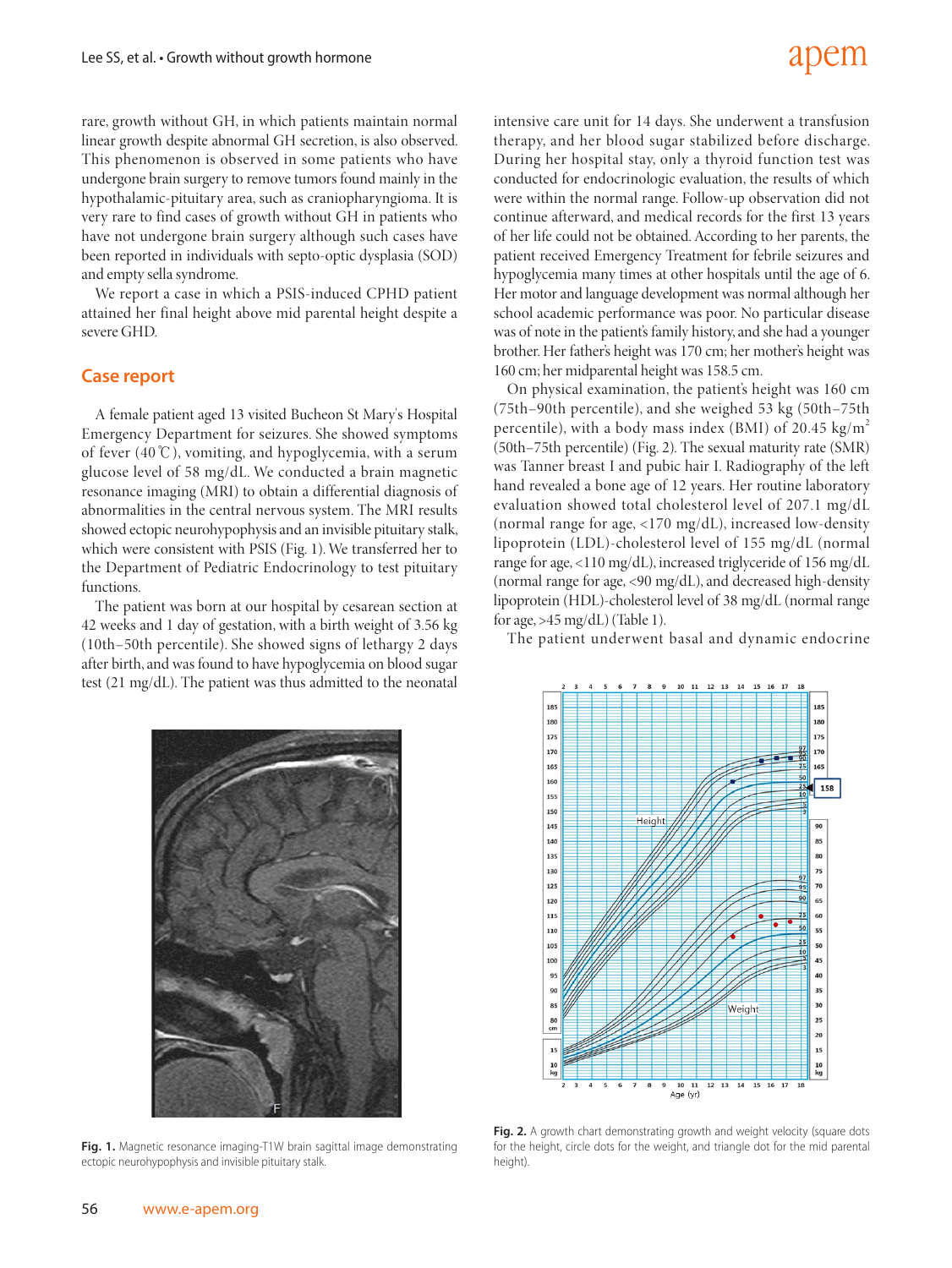rare, growth without GH, in which patients maintain normal linear growth despite abnormal GH secretion, is also observed. This phenomenon is observed in some patients who have undergone brain surgery to remove tumors found mainly in the hypothalamic-pituitary area, such as craniopharyngioma. It is very rare to find cases of growth without GH in patients who have not undergone brain surgery although such cases have been reported in individuals with septo-optic dysplasia (SOD) and empty sella syndrome.

We report a case in which a PSIS-induced CPHD patient attained her final height above mid parental height despite a severe GHD.

## Case report

A female patient aged 13 visited Bucheon St Mary's Hospital Emergency Department for seizures. She showed symptoms of fever (40℃), vomiting, and hypoglycemia, with a serum glucose level of 58 mg/dL. We conducted a brain magnetic resonance imaging (MRI) to obtain a differential diagnosis of abnormalities in the central nervous system. The MRI results showed ectopic neurohypophysis and an invisible pituitary stalk, which were consistent with PSIS (Fig. 1). We transferred her to the Department of Pediatric Endocrinology to test pituitary functions.

The patient was born at our hospital by cesarean section at 42 weeks and 1 day of gestation, with a birth weight of 3.56 kg (10th–50th percentile). She showed signs of lethargy 2 days after birth, and was found to have hypoglycemia on blood sugar test (21 mg/dL). The patient was thus admitted to the neonatal intensive care unit for 14 days. She underwent a transfusion therapy, and her blood sugar stabilized before discharge. During her hospital stay, only a thyroid function test was conducted for endocrinologic evaluation, the results of which were within the normal range. Follow-up observation did not continue afterward, and medical records for the first 13 years of her life could not be obtained. According to her parents, the patient received Emergency Treatment for febrile seizures and hypoglycemia many times at other hospitals until the age of 6. Her motor and language development was normal although her school academic performance was poor. No particular disease was of note in the patient's family history, and she had a younger brother. Her father's height was 170 cm; her mother's height was 160 cm; her midparental height was 158.5 cm.

On physical examination, the patient's height was 160 cm (75th–90th percentile), and she weighed 53 kg (50th–75th percentile), with a body mass index (BMI) of 20.45 kg/m$^2$ (50th–75th percentile) (Fig. 2). The sexual maturity rate (SMR) was Tanner breast I and pubic hair I. Radiography of the left hand revealed a bone age of 12 years. Her routine laboratory evaluation showed total cholesterol level of 207.1 mg/dL (normal range for age, <170 mg/dL), increased low-density lipoprotein (LDL)-cholesterol level of 155 mg/dL (normal range for age, <110 mg/dL), increased triglyceride of 156 mg/dL (normal range for age, <90 mg/dL), and decreased high-density lipoprotein (HDL)-cholesterol level of 38 mg/dL (normal range for age, >45 mg/dL) (Table 1).

The patient underwent basal and dynamic endocrine

Fig. 1. Magnetic resonance imaging-T1W brain sagittal image demonstrating ectopic neurohypophysis and invisible pituitary stalk.

Fig. 2. A growth chart demonstrating growth and weight velocity (square dots for the height, circle dots for the weight, and triangle dot for the mid parental height).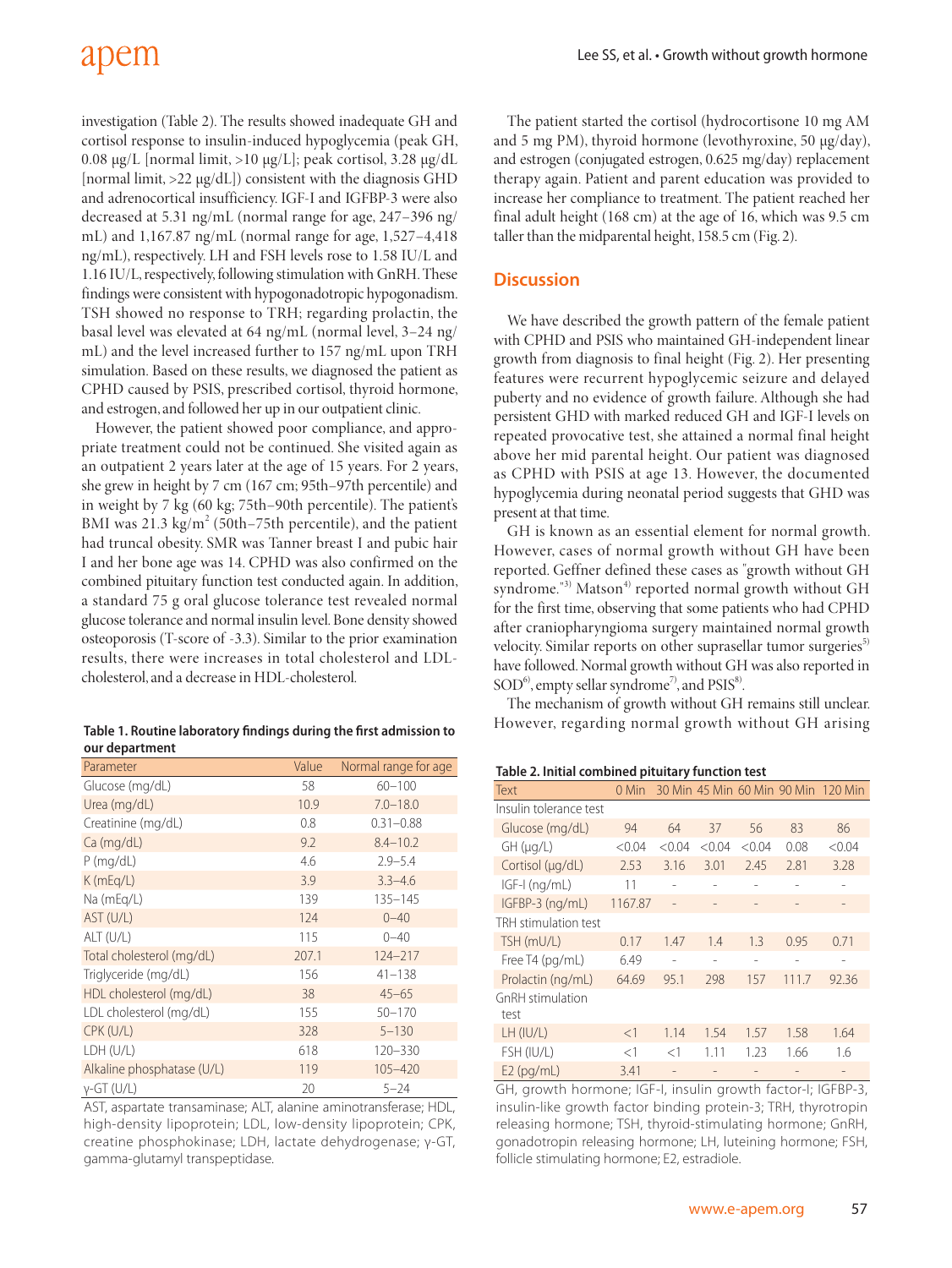investigation (Table 2). The results showed inadequate GH and cortisol response to insulin-induced hypoglycemia (peak GH, 0.08 μg/L [normal limit, >10 μg/L]; peak cortisol, 3.28 μg/dL [normal limit, >22 μg/dL]) consistent with the diagnosis GHD and adrenocortical insufficiency. IGF-I and IGFBP-3 were also decreased at 5.31 ng/mL (normal range for age, 247–396 ng/mL) and 1,167.87 ng/mL (normal range for age, 1,527–4,418 ng/mL), respectively. LH and FSH levels rose to 1.58 IU/L and 1.16 IU/L, respectively, following stimulation with GnRH. These findings were consistent with hypogonadotropic hypogonadism. TSH showed no response to TRH; regarding prolactin, the basal level was elevated at 64 ng/mL (normal level, 3–24 ng/mL) and the level increased further to 157 ng/mL upon TRH simulation. Based on these results, we diagnosed the patient as CPHD caused by PSIS, prescribed cortisol, thyroid hormone, and estrogen, and followed her up in our outpatient clinic.

However, the patient showed poor compliance, and appropriate treatment could not be continued. She visited again as an outpatient 2 years later at the age of 15 years. For 2 years, she grew in height by 7 cm (167 cm; 95th–97th percentile) and in weight by 7 kg (60 kg; 75th–90th percentile). The patient's BMI was 21.3 kg/m$^2$ (50th–75th percentile), and the patient had truncal obesity. SMR was Tanner breast I and pubic hair I and her bone age was 14. CPHD was also confirmed on the combined pituitary function test conducted again. In addition, a standard 75 g oral glucose tolerance test revealed normal glucose tolerance and normal insulin level. Bone density showed osteoporosis (T-score of -3.3). Similar to the prior examination results, there were increases in total cholesterol and LDL-cholesterol, and a decrease in HDL-cholesterol.

**Table 1. Routine laboratory findings during the first admission to our department**

| Parameter | Value | Normal range for age |
|---|---|---|
| Glucose (mg/dL) | 58 | 60–100 |
| Urea (mg/dL) | 10.9 | 7.0–18.0 |
| Creatinine (mg/dL) | 0.8 | 0.31–0.88 |
| Ca (mg/dL) | 9.2 | 8.4–10.2 |
| P (mg/dL) | 4.6 | 2.9–5.4 |
| K (mEq/L) | 3.9 | 3.3–4.6 |
| Na (mEq/L) | 139 | 135–145 |
| AST (U/L) | 124 | 0–40 |
| ALT (U/L) | 115 | 0–40 |
| Total cholesterol (mg/dL) | 207.1 | 124–217 |
| Triglyceride (mg/dL) | 156 | 41–138 |
| HDL cholesterol (mg/dL) | 38 | 45–65 |
| LDL cholesterol (mg/dL) | 155 | 50–170 |
| CPK (U/L) | 328 | 5–130 |
| LDH (U/L) | 618 | 120–330 |
| Alkaline phosphatase (U/L) | 119 | 105–420 |
| γ-GT (U/L) | 20 | 5–24 |

AST, aspartate transaminase; ALT, alanine aminotransferase; HDL, high-density lipoprotein; LDL, low-density lipoprotein; CPK, creatine phosphokinase; LDH, lactate dehydrogenase; γ-GT, gamma-glutamyl transpeptidase.

The patient started the cortisol (hydrocortisone 10 mg AM and 5 mg PM), thyroid hormone (levothyroxine, 50 μg/day), and estrogen (conjugated estrogen, 0.625 mg/day) replacement therapy again. Patient and parent education was provided to increase her compliance to treatment. The patient reached her final adult height (168 cm) at the age of 16, which was 9.5 cm taller than the midparental height, 158.5 cm (Fig. 2).

## Discussion

We have described the growth pattern of the female patient with CPHD and PSIS who maintained GH-independent linear growth from diagnosis to final height (Fig. 2). Her presenting features were recurrent hypoglycemic seizure and delayed puberty and no evidence of growth failure. Although she had persistent GHD with marked reduced GH and IGF-I levels on repeated provocative test, she attained a normal final height above her mid parental height. Our patient was diagnosed as CPHD with PSIS at age 13. However, the documented hypoglycemia during neonatal period suggests that GHD was present at that time.

GH is known as an essential element for normal growth. However, cases of normal growth without GH have been reported. Geffner defined these cases as "growth without GH syndrome."[3] Matson[4] reported normal growth without GH for the first time, observing that some patients who had CPHD after craniopharyngioma surgery maintained normal growth velocity. Similar reports on other suprasellar tumor surgeries[5] have followed. Normal growth without GH was also reported in SOD[6], empty sellar syndrome[7], and PSIS[8].

The mechanism of growth without GH remains still unclear. However, regarding normal growth without GH arising

**Table 2. Initial combined pituitary function test**

| Text | 0 Min | 30 Min | 45 Min | 60 Min | 90 Min | 120 Min |
|---|---|---|---|---|---|---|
| Insulin tolerance test | | | | | | |
| Glucose (mg/dL) | 94 | 64 | 37 | 56 | 83 | 86 |
| GH (μg/L) | <0.04 | <0.04 | <0.04 | <0.04 | 0.08 | <0.04 |
| Cortisol (μg/dL) | 2.53 | 3.16 | 3.01 | 2.45 | 2.81 | 3.28 |
| IGF-I (ng/mL) | 11 | - | - | - | - | - |
| IGFBP-3 (ng/mL) | 1167.87 | - | - | - | - | - |
| TRH stimulation test | | | | | | |
| TSH (mU/L) | 0.17 | 1.47 | 1.4 | 1.3 | 0.95 | 0.71 |
| Free T4 (pg/mL) | 6.49 | - | - | - | - | - |
| Prolactin (ng/mL) | 64.69 | 95.1 | 298 | 157 | 111.7 | 92.36 |
| GnRH stimulation test | | | | | | |
| LH (IU/L) | <1 | 1.14 | 1.54 | 1.57 | 1.58 | 1.64 |
| FSH (IU/L) | <1 | <1 | 1.11 | 1.23 | 1.66 | 1.6 |
| E2 (pg/mL) | 3.41 | - | - | - | - | - |

GH, growth hormone; IGF-I, insulin growth factor-I; IGFBP-3, insulin-like growth factor binding protein-3; TRH, thyrotropin releasing hormone; TSH, thyroid-stimulating hormone; GnRH, gonadotropin releasing hormone; LH, luteining hormone; FSH, follicle stimulating hormone; E2, estradiole.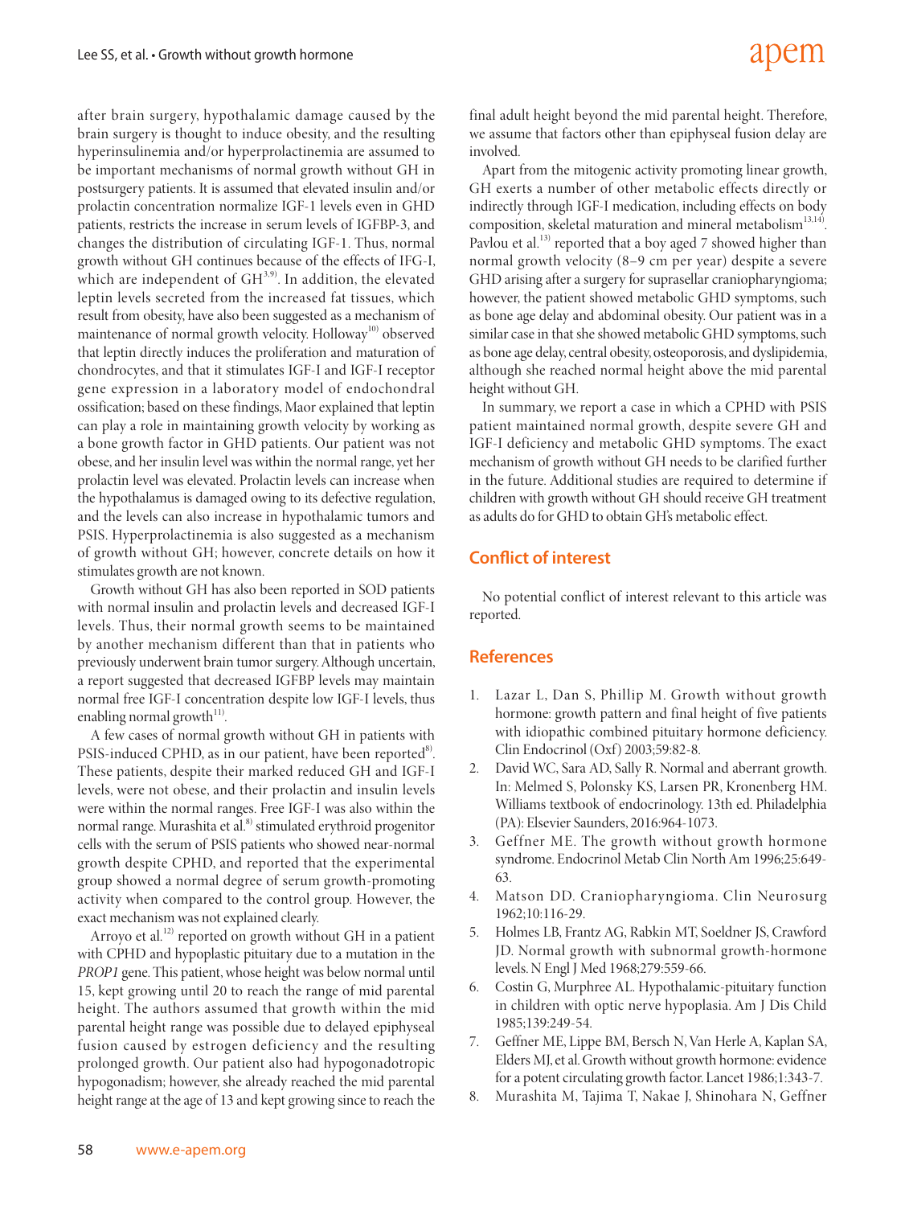after brain surgery, hypothalamic damage caused by the brain surgery is thought to induce obesity, and the resulting hyperinsulinemia and/or hyperprolactinemia are assumed to be important mechanisms of normal growth without GH in postsurgery patients. It is assumed that elevated insulin and/or prolactin concentration normalize IGF-1 levels even in GHD patients, restricts the increase in serum levels of IGFBP-3, and changes the distribution of circulating IGF-1. Thus, normal growth without GH continues because of the effects of IFG-I, which are independent of GH[3,9]. In addition, the elevated leptin levels secreted from the increased fat tissues, which result from obesity, have also been suggested as a mechanism of maintenance of normal growth velocity. Holloway[10] observed that leptin directly induces the proliferation and maturation of chondrocytes, and that it stimulates IGF-I and IGF-I receptor gene expression in a laboratory model of endochondral ossification; based on these findings, Maor explained that leptin can play a role in maintaining growth velocity by working as a bone growth factor in GHD patients. Our patient was not obese, and her insulin level was within the normal range, yet her prolactin level was elevated. Prolactin levels can increase when the hypothalamus is damaged owing to its defective regulation, and the levels can also increase in hypothalamic tumors and PSIS. Hyperprolactinemia is also suggested as a mechanism of growth without GH; however, concrete details on how it stimulates growth are not known.

Growth without GH has also been reported in SOD patients with normal insulin and prolactin levels and decreased IGF-I levels. Thus, their normal growth seems to be maintained by another mechanism different than that in patients who previously underwent brain tumor surgery. Although uncertain, a report suggested that decreased IGFBP levels may maintain normal free IGF-I concentration despite low IGF-I levels, thus enabling normal growth[11].

A few cases of normal growth without GH in patients with PSIS-induced CPHD, as in our patient, have been reported[8]. These patients, despite their marked reduced GH and IGF-I levels, were not obese, and their prolactin and insulin levels were within the normal ranges. Free IGF-I was also within the normal range. Murashita et al.[8] stimulated erythroid progenitor cells with the serum of PSIS patients who showed near-normal growth despite CPHD, and reported that the experimental group showed a normal degree of serum growth-promoting activity when compared to the control group. However, the exact mechanism was not explained clearly.

Arroyo et al.[12] reported on growth without GH in a patient with CPHD and hypoplastic pituitary due to a mutation in the *PROP1* gene. This patient, whose height was below normal until 15, kept growing until 20 to reach the range of mid parental height. The authors assumed that growth within the mid parental height range was possible due to delayed epiphyseal fusion caused by estrogen deficiency and the resulting prolonged growth. Our patient also had hypogonadotropic hypogonadism; however, she already reached the mid parental height range at the age of 13 and kept growing since to reach the final adult height beyond the mid parental height. Therefore, we assume that factors other than epiphyseal fusion delay are involved.

Apart from the mitogenic activity promoting linear growth, GH exerts a number of other metabolic effects directly or indirectly through IGF-I medication, including effects on body composition, skeletal maturation and mineral metabolism[13,14]. Pavlou et al.[13] reported that a boy aged 7 showed higher than normal growth velocity (8–9 cm per year) despite a severe GHD arising after a surgery for suprasellar craniopharyngioma; however, the patient showed metabolic GHD symptoms, such as bone age delay and abdominal obesity. Our patient was in a similar case in that she showed metabolic GHD symptoms, such as bone age delay, central obesity, osteoporosis, and dyslipidemia, although she reached normal height above the mid parental height without GH.

In summary, we report a case in which a CPHD with PSIS patient maintained normal growth, despite severe GH and IGF-I deficiency and metabolic GHD symptoms. The exact mechanism of growth without GH needs to be clarified further in the future. Additional studies are required to determine if children with growth without GH should receive GH treatment as adults do for GHD to obtain GH's metabolic effect.

## Conflict of interest

No potential conflict of interest relevant to this article was reported.

## References

1. Lazar L, Dan S, Phillip M. Growth without growth hormone: growth pattern and final height of five patients with idiopathic combined pituitary hormone deficiency. Clin Endocrinol (Oxf) 2003;59:82-8.
2. David WC, Sara AD, Sally R. Normal and aberrant growth. In: Melmed S, Polonsky KS, Larsen PR, Kronenberg HM. Williams textbook of endocrinology. 13th ed. Philadelphia (PA): Elsevier Saunders, 2016:964-1073.
3. Geffner ME. The growth without growth hormone syndrome. Endocrinol Metab Clin North Am 1996;25:649-63.
4. Matson DD. Craniopharyngioma. Clin Neurosurg 1962;10:116-29.
5. Holmes LB, Frantz AG, Rabkin MT, Soeldner JS, Crawford JD. Normal growth with subnormal growth-hormone levels. N Engl J Med 1968;279:559-66.
6. Costin G, Murphree AL. Hypothalamic-pituitary function in children with optic nerve hypoplasia. Am J Dis Child 1985;139:249-54.
7. Geffner ME, Lippe BM, Bersch N, Van Herle A, Kaplan SA, Elders MJ, et al. Growth without growth hormone: evidence for a potent circulating growth factor. Lancet 1986;1:343-7.
8. Murashita M, Tajima T, Nakae J, Shinohara N, Geffner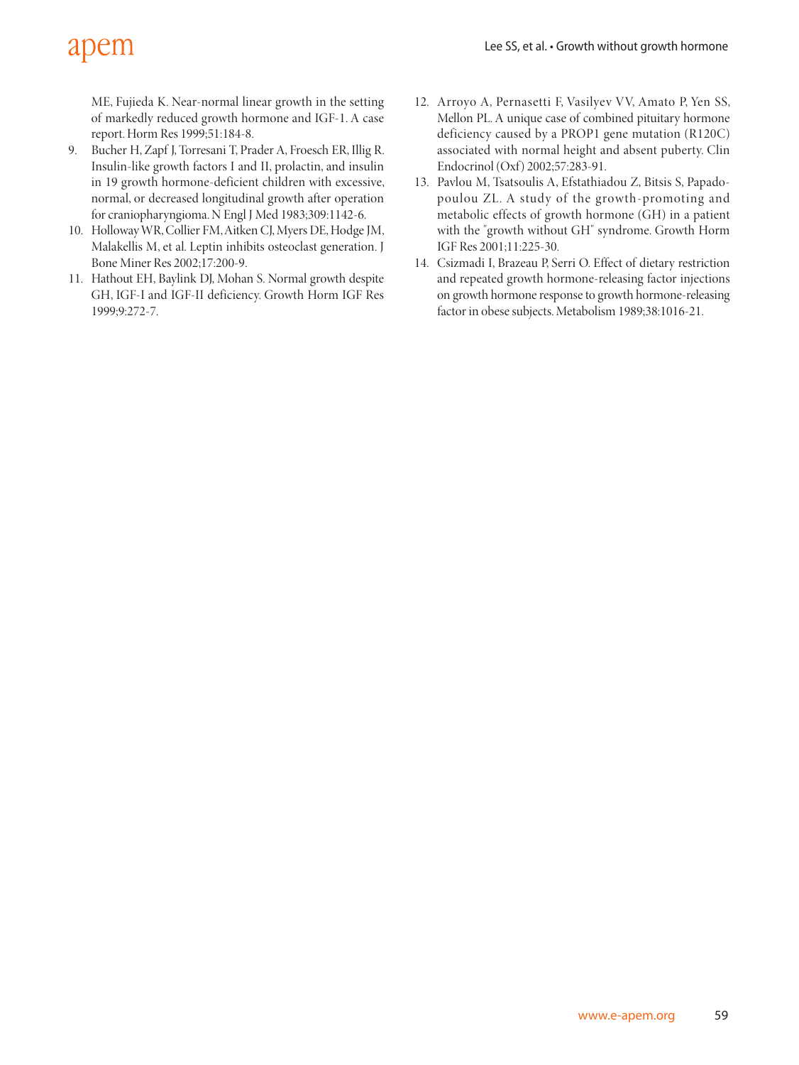ME, Fujieda K. Near-normal linear growth in the setting of markedly reduced growth hormone and IGF-1. A case report. Horm Res 1999;51:184-8.

9. Bucher H, Zapf J, Torresani T, Prader A, Froesch ER, Illig R. Insulin-like growth factors I and II, prolactin, and insulin in 19 growth hormone-deficient children with excessive, normal, or decreased longitudinal growth after operation for craniopharyngioma. N Engl J Med 1983;309:1142-6.
10. Holloway WR, Collier FM, Aitken CJ, Myers DE, Hodge JM, Malakellis M, et al. Leptin inhibits osteoclast generation. J Bone Miner Res 2002;17:200-9.
11. Hathout EH, Baylink DJ, Mohan S. Normal growth despite GH, IGF-I and IGF-II deficiency. Growth Horm IGF Res 1999;9:272-7.
12. Arroyo A, Pernasetti F, Vasilyev VV, Amato P, Yen SS, Mellon PL. A unique case of combined pituitary hormone deficiency caused by a PROP1 gene mutation (R120C) associated with normal height and absent puberty. Clin Endocrinol (Oxf) 2002;57:283-91.
13. Pavlou M, Tsatsoulis A, Efstathiadou Z, Bitsis S, Papadopoulou ZL. A study of the growth-promoting and metabolic effects of growth hormone (GH) in a patient with the "growth without GH" syndrome. Growth Horm IGF Res 2001;11:225-30.
14. Csizmadi I, Brazeau P, Serri O. Effect of dietary restriction and repeated growth hormone-releasing factor injections on growth hormone response to growth hormone-releasing factor in obese subjects. Metabolism 1989;38:1016-21.